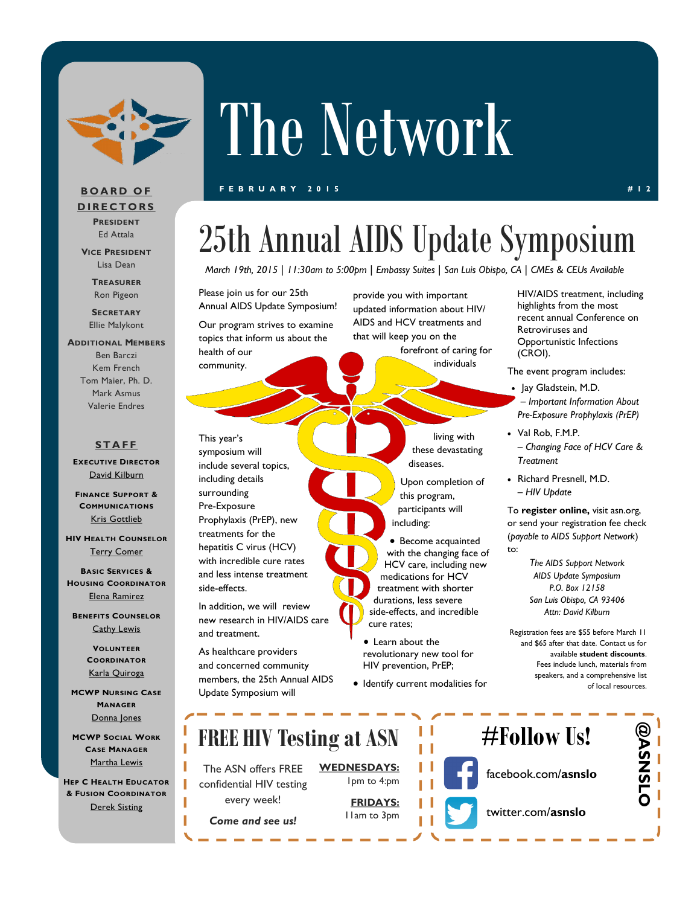# The Network

FEBRUARY 2015 #12

## BOARD OF DIRECTORS

**President**
Ed Attala

**Vice President**
Lisa Dean

**Treasurer**
Ron Pigeon

**Secretary**
Ellie Malykont

**Additional Members**
Ben Barczi
Kem French
Tom Maier, Ph. D.
Mark Asmus
Valerie Endres

## STAFF

**Executive Director**
David Kilburn

**Finance Support & Communications**
Kris Gottlieb

**HIV Health Counselor**
Terry Comer

**Basic Services & Housing Coordinator**
Elena Ramirez

**Benefits Counselor**
Cathy Lewis

**Volunteer Coordinator**
Karla Quiroga

**MCWP Nursing Case Manager**
Donna Jones

**MCWP Social Work Case Manager**
Martha Lewis

**Hep C Health Educator & Fusion Coordinator**
Derek Sisting

# 25th Annual AIDS Update Symposium

*March 19th, 2015 | 11:30am to 5:00pm | Embassy Suites | San Luis Obispo, CA | CMEs & CEUs Available*

Please join us for our 25th Annual AIDS Update Symposium!

Our program strives to examine topics that inform us about the health of our community.

This year's symposium will include several topics, including details surrounding Pre-Exposure Prophylaxis (PrEP), new treatments for the hepatitis C virus (HCV) with incredible cure rates and less intense treatment side-effects.

In addition, we will review new research in HIV/AIDS care and treatment.

As healthcare providers and concerned community members, the 25th Annual AIDS Update Symposium will provide you with important updated information about HIV/AIDS and HCV treatments and that will keep you on the forefront of caring for individuals living with these devastating diseases.

Upon completion of this program, participants will including:

- Become acquainted with the changing face of HCV care, including new medications for HCV treatment with shorter durations, less severe side-effects, and incredible cure rates;
- Learn about the revolutionary new tool for HIV prevention, PrEP;
- Identify current modalities for HIV/AIDS treatment, including highlights from the most recent annual Conference on Retroviruses and Opportunistic Infections (CROI).

The event program includes:

- Jay Gladstein, M.D. – *Important Information About Pre-Exposure Prophylaxis (PrEP)*
- Val Rob, F.M.P. – *Changing Face of HCV Care & Treatment*
- Richard Presnell, M.D. – *HIV Update*

To **register online,** visit asn.org, or send your registration fee check (*payable to AIDS Support Network*) to:

*The AIDS Support Network*
*AIDS Update Symposium*
*P.O. Box 12158*
*San Luis Obispo, CA 93406*
*Attn: David Kilburn*

Registration fees are $55 before March 11 and $65 after that date. Contact us for available **student discounts**. Fees include lunch, materials from speakers, and a comprehensive list of local resources.

## FREE HIV Testing at ASN

The ASN offers FREE confidential HIV testing every week!

***Come and see us!***

**WEDNESDAYS:**
1pm to 4:pm

**FRIDAYS:**
11am to 3pm

## #Follow Us!

facebook.com/**asnslo**

twitter.com/**asnslo**

**@ASNSLO**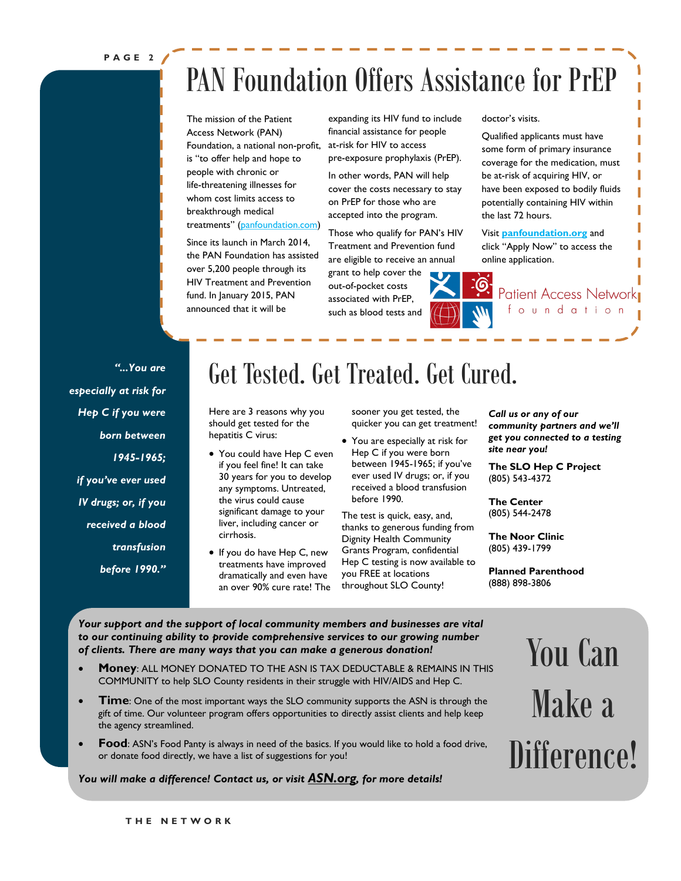# PAN Foundation Offers Assistance for PrEP

The mission of the Patient Access Network (PAN) Foundation, a national non-profit, is "to offer help and hope to people with chronic or life-threatening illnesses for whom cost limits access to breakthrough medical treatments" (panfoundation.com)

Since its launch in March 2014, the PAN Foundation has assisted over 5,200 people through its HIV Treatment and Prevention fund. In January 2015, PAN announced that it will be expanding its HIV fund to include financial assistance for people at-risk for HIV to access pre-exposure prophylaxis (PrEP).

In other words, PAN will help cover the costs necessary to stay on PrEP for those who are accepted into the program.

Those who qualify for PAN's HIV Treatment and Prevention fund are eligible to receive an annual grant to help cover the out-of-pocket costs associated with PrEP, such as blood tests and doctor's visits.

Qualified applicants must have some form of primary insurance coverage for the medication, must be at-risk of acquiring HIV, or have been exposed to bodily fluids potentially containing HIV within the last 72 hours.

Visit **panfoundation.org** and click "Apply Now" to access the online application.

Patient Access Network foundation

# Get Tested. Get Treated. Get Cured.

***"...You are especially at risk for Hep C if you were born between 1945-1965; if you've ever used IV drugs; or, if you received a blood transfusion before 1990."***

Here are 3 reasons why you should get tested for the hepatitis C virus:

- You could have Hep C even if you feel fine! It can take 30 years for you to develop any symptoms. Untreated, the virus could cause significant damage to your liver, including cancer or cirrhosis.
- If you do have Hep C, new treatments have improved dramatically and even have an over 90% cure rate! The sooner you get tested, the quicker you can get treatment!
- You are especially at risk for Hep C if you were born between 1945-1965; if you've ever used IV drugs; or, if you received a blood transfusion before 1990.

The test is quick, easy, and, thanks to generous funding from Dignity Health Community Grants Program, confidential Hep C testing is now available to you FREE at locations throughout SLO County!

***Call us or any of our community partners and we'll get you connected to a testing site near you!***

**The SLO Hep C Project**
(805) 543-4372

**The Center**
(805) 544-2478

**The Noor Clinic**
(805) 439-1799

**Planned Parenthood**
(888) 898-3806

# You Can Make a Difference!

***Your support and the support of local community members and businesses are vital to our continuing ability to provide comprehensive services to our growing number of clients. There are many ways that you can make a generous donation!***

- **Money**: ALL MONEY DONATED TO THE ASN IS TAX DEDUCTABLE & REMAINS IN THIS COMMUNITY to help SLO County residents in their struggle with HIV/AIDS and Hep C.
- **Time**: One of the most important ways the SLO community supports the ASN is through the gift of time. Our volunteer program offers opportunities to directly assist clients and help keep the agency streamlined.
- **Food**: ASN's Food Panty is always in need of the basics. If you would like to hold a food drive, or donate food directly, we have a list of suggestions for you!

***You will make a difference! Contact us, or visit ASN.org, for more details!***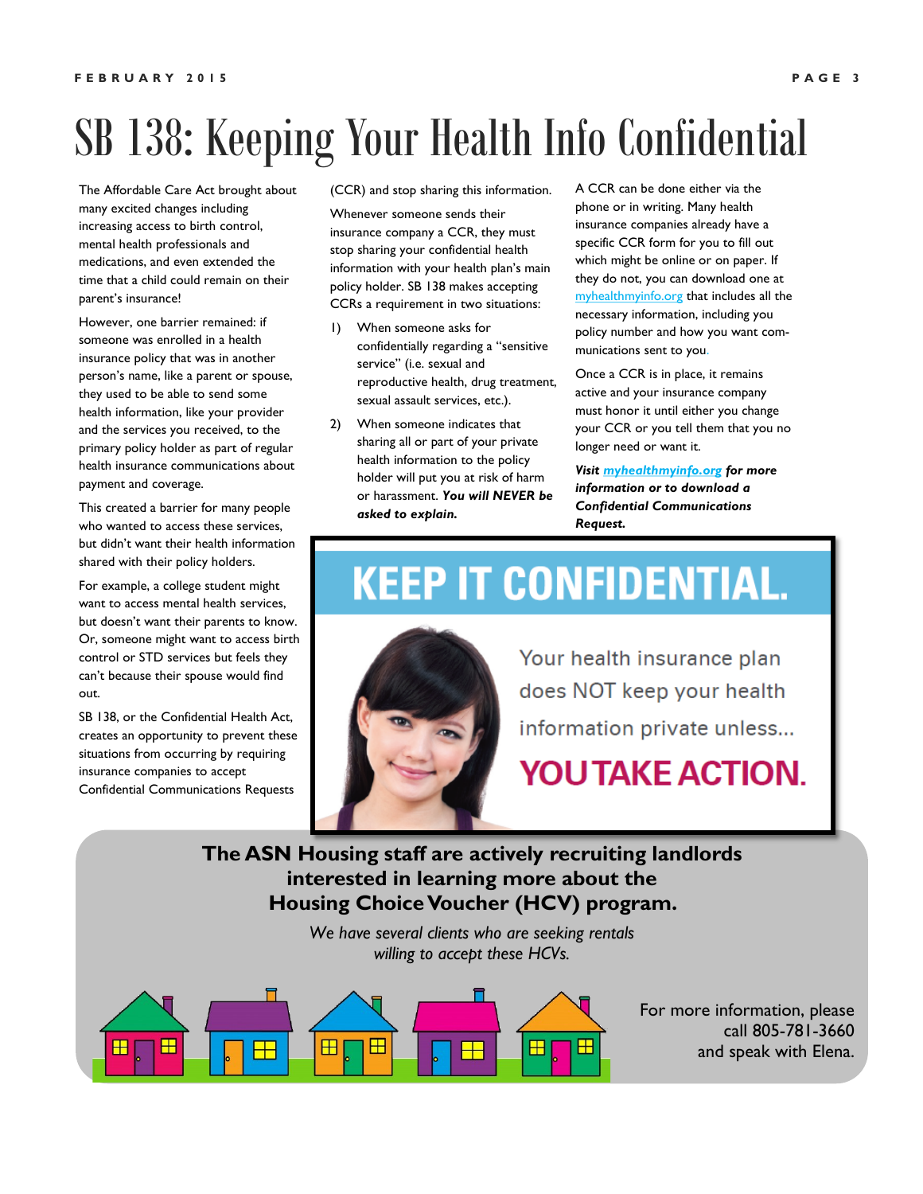# SB 138: Keeping Your Health Info Confidential

The Affordable Care Act brought about many excited changes including increasing access to birth control, mental health professionals and medications, and even extended the time that a child could remain on their parent's insurance!

However, one barrier remained: if someone was enrolled in a health insurance policy that was in another person's name, like a parent or spouse, they used to be able to send some health information, like your provider and the services you received, to the primary policy holder as part of regular health insurance communications about payment and coverage.

This created a barrier for many people who wanted to access these services, but didn't want their health information shared with their policy holders.

For example, a college student might want to access mental health services, but doesn't want their parents to know. Or, someone might want to access birth control or STD services but feels they can't because their spouse would find out.

SB 138, or the Confidential Health Act, creates an opportunity to prevent these situations from occurring by requiring insurance companies to accept Confidential Communications Requests (CCR) and stop sharing this information.

Whenever someone sends their insurance company a CCR, they must stop sharing your confidential health information with your health plan's main policy holder. SB 138 makes accepting CCRs a requirement in two situations:

1) When someone asks for confidentially regarding a "sensitive service" (i.e. sexual and reproductive health, drug treatment, sexual assault services, etc.).
2) When someone indicates that sharing all or part of your private health information to the policy holder will put you at risk of harm or harassment. ***You will NEVER be asked to explain.***

A CCR can be done either via the phone or in writing. Many health insurance companies already have a specific CCR form for you to fill out which might be online or on paper. If they do not, you can download one at myhealthmyinfo.org that includes all the necessary information, including you policy number and how you want communications sent to you.

Once a CCR is in place, it remains active and your insurance company must honor it until either you change your CCR or you tell them that you no longer need or want it.

***Visit myhealthmyinfo.org for more information or to download a Confidential Communications Request.***

**KEEP IT CONFIDENTIAL.**

Your health insurance plan does NOT keep your health information private unless...

**YOU TAKE ACTION.**

**The ASN Housing staff are actively recruiting landlords interested in learning more about the Housing Choice Voucher (HCV) program.**

*We have several clients who are seeking rentals willing to accept these HCVs.*

For more information, please call 805-781-3660 and speak with Elena.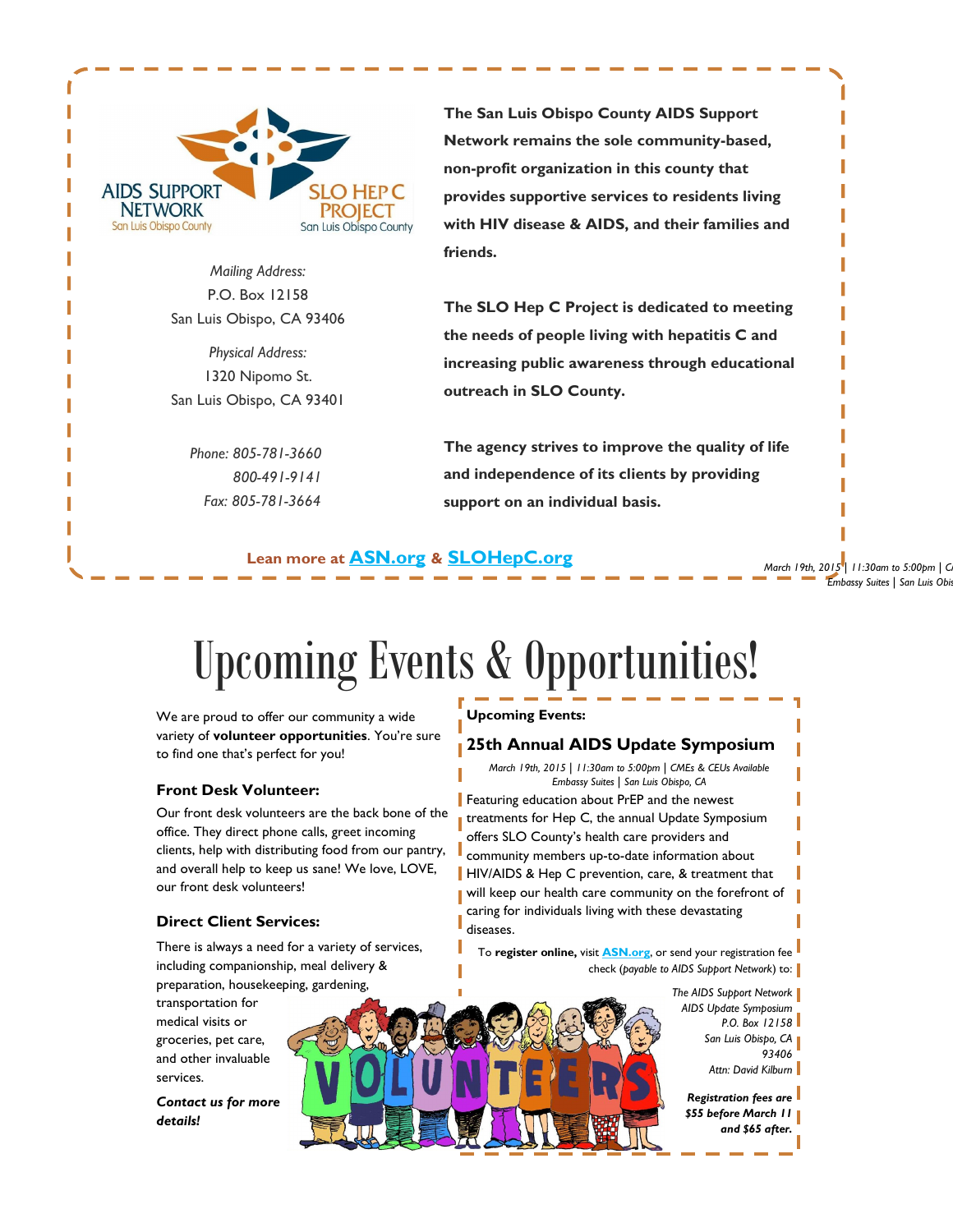AIDS SUPPORT NETWORK
San Luis Obispo County

SLO HEP C PROJECT
San Luis Obispo County

*Mailing Address:*
P.O. Box 12158
San Luis Obispo, CA 93406

*Physical Address:*
1320 Nipomo St.
San Luis Obispo, CA 93401

*Phone: 805-781-3660*
*800-491-9141*
*Fax: 805-781-3664*

**The San Luis Obispo County AIDS Support Network remains the sole community-based, non-profit organization in this county that provides supportive services to residents living with HIV disease & AIDS, and their families and friends.**

**The SLO Hep C Project is dedicated to meeting the needs of people living with hepatitis C and increasing public awareness through educational outreach in SLO County.**

**The agency strives to improve the quality of life and independence of its clients by providing support on an individual basis.**

**Lean more at ASN.org & SLOHepC.org**

# Upcoming Events & Opportunities!

We are proud to offer our community a wide variety of **volunteer opportunities**. You're sure to find one that's perfect for you!

### Front Desk Volunteer:

Our front desk volunteers are the back bone of the office. They direct phone calls, greet incoming clients, help with distributing food from our pantry, and overall help to keep us sane! We love, LOVE, our front desk volunteers!

### Direct Client Services:

There is always a need for a variety of services, including companionship, meal delivery & preparation, housekeeping, gardening, transportation for medical visits or groceries, pet care, and other invaluable services.

***Contact us for more details!***

**Upcoming Events:**

## 25th Annual AIDS Update Symposium

*March 19th, 2015 | 11:30am to 5:00pm | CMEs & CEUs Available*
*Embassy Suites | San Luis Obispo, CA*

Featuring education about PrEP and the newest treatments for Hep C, the annual Update Symposium offers SLO County's health care providers and community members up-to-date information about HIV/AIDS & Hep C prevention, care, & treatment that will keep our health care community on the forefront of caring for individuals living with these devastating diseases.

To **register online,** visit ASN.org, or send your registration fee check (*payable to AIDS Support Network*) to:

*The AIDS Support Network*
*AIDS Update Symposium*
*P.O. Box 12158*
*San Luis Obispo, CA 93406*
*Attn: David Kilburn*

***Registration fees are $55 before March 11 and $65 after.***